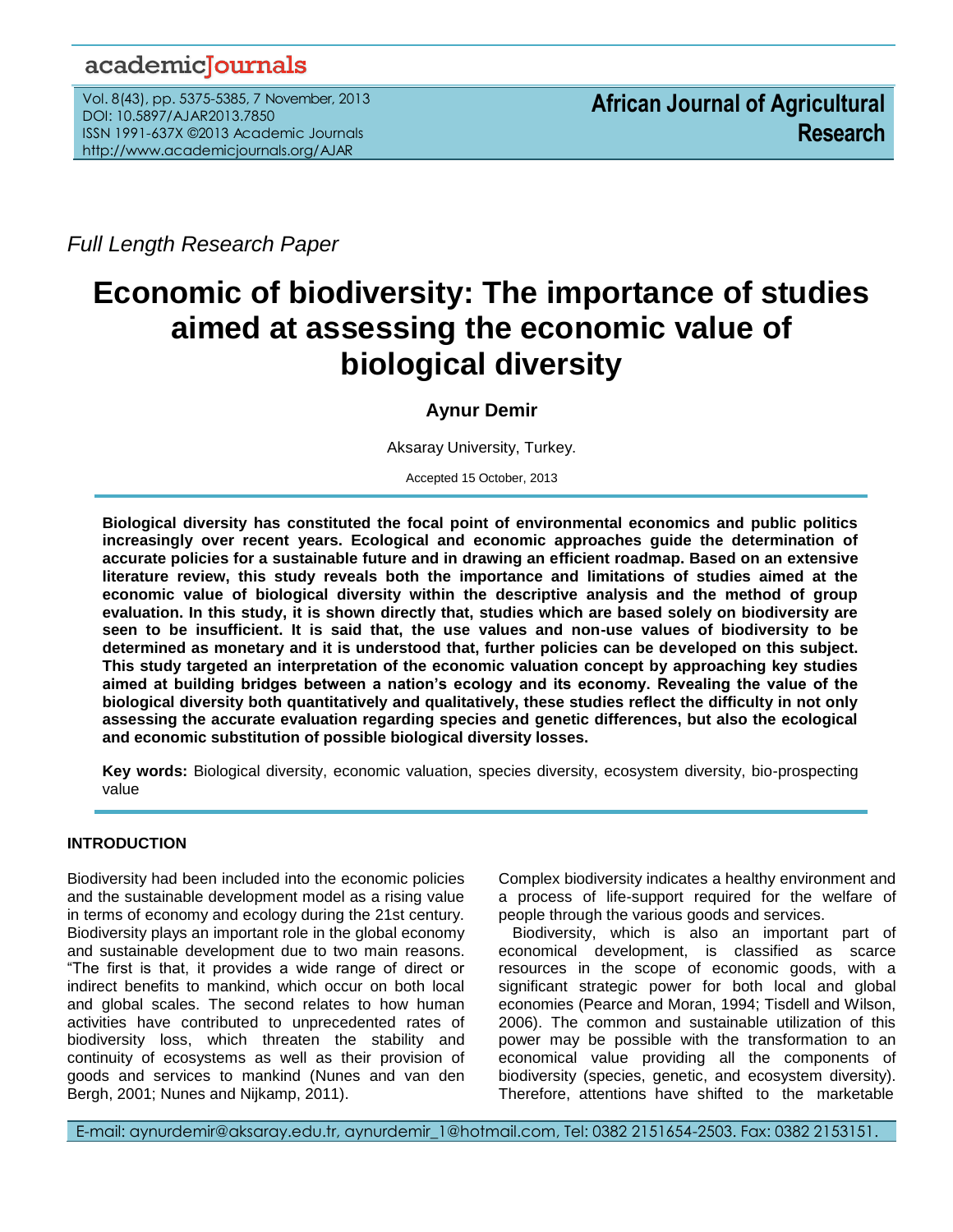*Full Length Research Paper*

# Economic of biodiversity: The importance of studies aimed at assessing the economic value of biological diversity

**Aynur Demir**

Aksaray University, Turkey.

Accepted 15 October, 2013

**Biological diversity has constituted the focal point of environmental economics and public politics increasingly over recent years. Ecological and economic approaches guide the determination of accurate policies for a sustainable future and in drawing an efficient roadmap. Based on an extensive literature review, this study reveals both the importance and limitations of studies aimed at the economic value of biological diversity within the descriptive analysis and the method of group evaluation. In this study, it is shown directly that, studies which are based solely on biodiversity are seen to be insufficient. It is said that, the use values and non-use values of biodiversity to be determined as monetary and it is understood that, further policies can be developed on this subject. This study targeted an interpretation of the economic valuation concept by approaching key studies aimed at building bridges between a nation's ecology and its economy. Revealing the value of the biological diversity both quantitatively and qualitatively, these studies reflect the difficulty in not only assessing the accurate evaluation regarding species and genetic differences, but also the ecological and economic substitution of possible biological diversity losses.**

**Key words:** Biological diversity, economic valuation, species diversity, ecosystem diversity, bio-prospecting value

## INTRODUCTION

Biodiversity had been included into the economic policies and the sustainable development model as a rising value in terms of economy and ecology during the 21st century. Biodiversity plays an important role in the global economy and sustainable development due to two main reasons. "The first is that, it provides a wide range of direct or indirect benefits to mankind, which occur on both local and global scales. The second relates to how human activities have contributed to unprecedented rates of biodiversity loss, which threaten the stability and continuity of ecosystems as well as their provision of goods and services to mankind (Nunes and van den Bergh, 2001; Nunes and Nijkamp, 2011).

Complex biodiversity indicates a healthy environment and a process of life-support required for the welfare of people through the various goods and services.

Biodiversity, which is also an important part of economical development, is classified as scarce resources in the scope of economic goods, with a significant strategic power for both local and global economies (Pearce and Moran, 1994; Tisdell and Wilson, 2006). The common and sustainable utilization of this power may be possible with the transformation to an economical value providing all the components of biodiversity (species, genetic, and ecosystem diversity). Therefore, attentions have shifted to the marketable

E-mail: aynurdemir@aksaray.edu.tr, aynurdemir_1@hotmail.com, Tel: 0382 2151654-2503. Fax: 0382 2153151.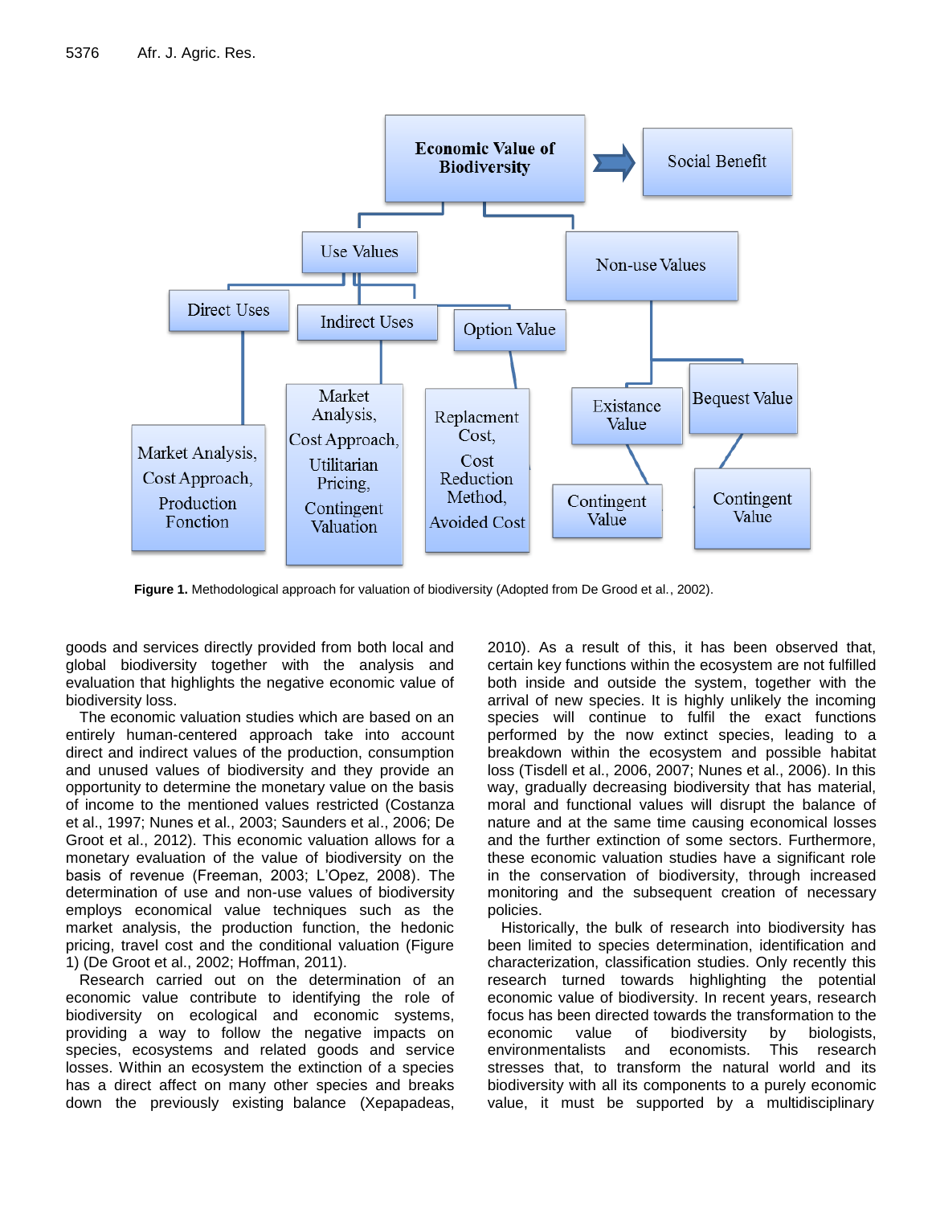Economic Value of Biodiversity → Social Benefit

- Use Values
  - Direct Uses
    - Market Analysis, Cost Approach, Production Fonction
  - Indirect Uses
    - Market Analysis, Cost Approach, Utilitarian Pricing, Contingent Valuation
  - Option Value
    - Replacment Cost, Cost Reduction Method, Avoided Cost
- Non-use Values
  - Existance Value
    - Contingent Value
  - Bequest Value
    - Contingent Value

**Figure 1.** Methodological approach for valuation of biodiversity (Adopted from De Grood et al., 2002).

goods and services directly provided from both local and global biodiversity together with the analysis and evaluation that highlights the negative economic value of biodiversity loss.

The economic valuation studies which are based on an entirely human-centered approach take into account direct and indirect values of the production, consumption and unused values of biodiversity and they provide an opportunity to determine the monetary value on the basis of income to the mentioned values restricted (Costanza et al., 1997; Nunes et al., 2003; Saunders et al., 2006; De Groot et al., 2012). This economic valuation allows for a monetary evaluation of the value of biodiversity on the basis of revenue (Freeman, 2003; L'Opez, 2008). The determination of use and non-use values of biodiversity employs economical value techniques such as the market analysis, the production function, the hedonic pricing, travel cost and the conditional valuation (Figure 1) (De Groot et al., 2002; Hoffman, 2011).

Research carried out on the determination of an economic value contribute to identifying the role of biodiversity on ecological and economic systems, providing a way to follow the negative impacts on species, ecosystems and related goods and service losses. Within an ecosystem the extinction of a species has a direct affect on many other species and breaks down the previously existing balance (Xepapadeas, 2010). As a result of this, it has been observed that, certain key functions within the ecosystem are not fulfilled both inside and outside the system, together with the arrival of new species. It is highly unlikely the incoming species will continue to fulfil the exact functions performed by the now extinct species, leading to a breakdown within the ecosystem and possible habitat loss (Tisdell et al., 2006, 2007; Nunes et al., 2006). In this way, gradually decreasing biodiversity that has material, moral and functional values will disrupt the balance of nature and at the same time causing economical losses and the further extinction of some sectors. Furthermore, these economic valuation studies have a significant role in the conservation of biodiversity, through increased monitoring and the subsequent creation of necessary policies.

Historically, the bulk of research into biodiversity has been limited to species determination, identification and characterization, classification studies. Only recently this research turned towards highlighting the potential economic value of biodiversity. In recent years, research focus has been directed towards the transformation to the economic value of biodiversity by biologists, environmentalists and economists. This research stresses that, to transform the natural world and its biodiversity with all its components to a purely economic value, it must be supported by a multidisciplinary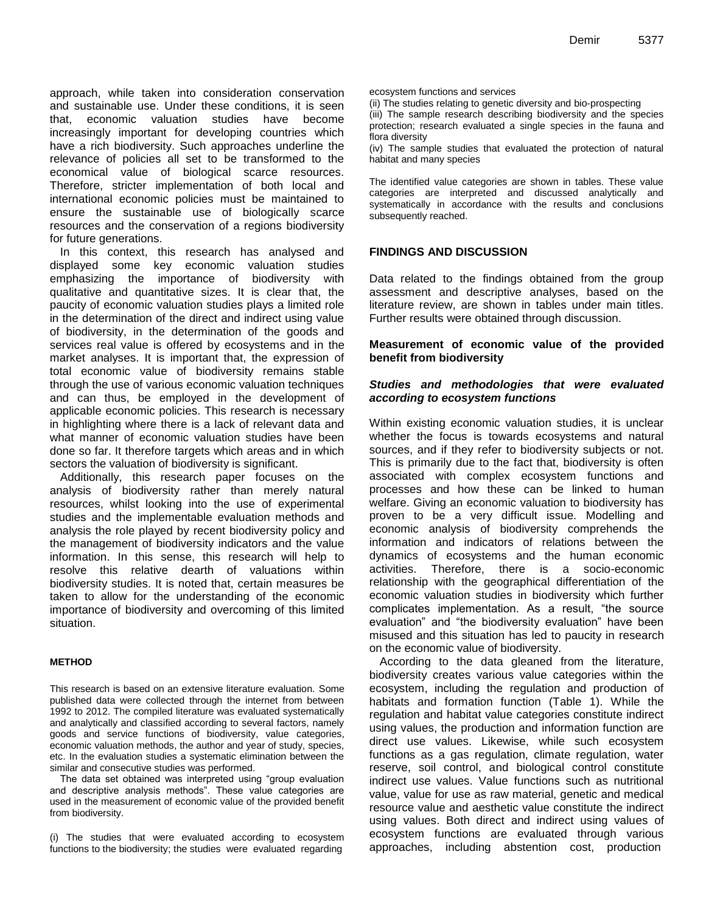approach, while taken into consideration conservation and sustainable use. Under these conditions, it is seen that, economic valuation studies have become increasingly important for developing countries which have a rich biodiversity. Such approaches underline the relevance of policies all set to be transformed to the economical value of biological scarce resources. Therefore, stricter implementation of both local and international economic policies must be maintained to ensure the sustainable use of biologically scarce resources and the conservation of a regions biodiversity for future generations.

In this context, this research has analysed and displayed some key economic valuation studies emphasizing the importance of biodiversity with qualitative and quantitative sizes. It is clear that, the paucity of economic valuation studies plays a limited role in the determination of the direct and indirect using value of biodiversity, in the determination of the goods and services real value is offered by ecosystems and in the market analyses. It is important that, the expression of total economic value of biodiversity remains stable through the use of various economic valuation techniques and can thus, be employed in the development of applicable economic policies. This research is necessary in highlighting where there is a lack of relevant data and what manner of economic valuation studies have been done so far. It therefore targets which areas and in which sectors the valuation of biodiversity is significant.

Additionally, this research paper focuses on the analysis of biodiversity rather than merely natural resources, whilst looking into the use of experimental studies and the implementable evaluation methods and analysis the role played by recent biodiversity policy and the management of biodiversity indicators and the value information. In this sense, this research will help to resolve this relative dearth of valuations within biodiversity studies. It is noted that, certain measures be taken to allow for the understanding of the economic importance of biodiversity and overcoming of this limited situation.

## METHOD

This research is based on an extensive literature evaluation. Some published data were collected through the internet from between 1992 to 2012. The compiled literature was evaluated systematically and analytically and classified according to several factors, namely goods and service functions of biodiversity, value categories, economic valuation methods, the author and year of study, species, etc. In the evaluation studies a systematic elimination between the similar and consecutive studies was performed.

The data set obtained was interpreted using "group evaluation and descriptive analysis methods". These value categories are used in the measurement of economic value of the provided benefit from biodiversity.

(i) The studies that were evaluated according to ecosystem functions to the biodiversity; the studies were evaluated regarding ecosystem functions and services
(ii) The studies relating to genetic diversity and bio-prospecting
(iii) The sample research describing biodiversity and the species protection; research evaluated a single species in the fauna and flora diversity
(iv) The sample studies that evaluated the protection of natural habitat and many species

The identified value categories are shown in tables. These value categories are interpreted and discussed analytically and systematically in accordance with the results and conclusions subsequently reached.

## FINDINGS AND DISCUSSION

Data related to the findings obtained from the group assessment and descriptive analyses, based on the literature review, are shown in tables under main titles. Further results were obtained through discussion.

### Measurement of economic value of the provided benefit from biodiversity

#### *Studies and methodologies that were evaluated according to ecosystem functions*

Within existing economic valuation studies, it is unclear whether the focus is towards ecosystems and natural sources, and if they refer to biodiversity subjects or not. This is primarily due to the fact that, biodiversity is often associated with complex ecosystem functions and processes and how these can be linked to human welfare. Giving an economic valuation to biodiversity has proven to be a very difficult issue. Modelling and economic analysis of biodiversity comprehends the information and indicators of relations between the dynamics of ecosystems and the human economic activities. Therefore, there is a socio-economic relationship with the geographical differentiation of the economic valuation studies in biodiversity which further complicates implementation. As a result, "the source evaluation" and "the biodiversity evaluation" have been misused and this situation has led to paucity in research on the economic value of biodiversity.

According to the data gleaned from the literature, biodiversity creates various value categories within the ecosystem, including the regulation and production of habitats and formation function (Table 1). While the regulation and habitat value categories constitute indirect using values, the production and information function are direct use values. Likewise, while such ecosystem functions as a gas regulation, climate regulation, water reserve, soil control, and biological control constitute indirect use values. Value functions such as nutritional value, value for use as raw material, genetic and medical resource value and aesthetic value constitute the indirect using values. Both direct and indirect using values of ecosystem functions are evaluated through various approaches, including abstention cost, production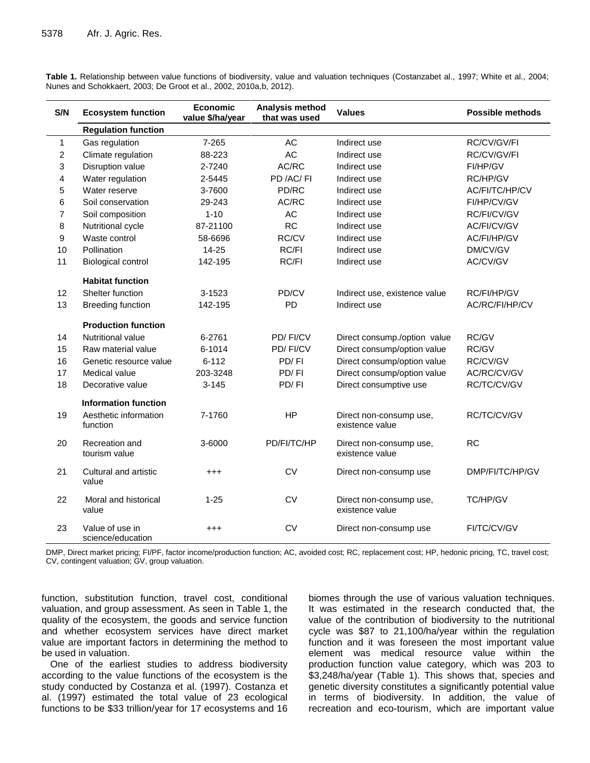**Table 1.** Relationship between value functions of biodiversity, value and valuation techniques (Costanzabet al., 1997; White et al., 2004; Nunes and Schokkaert, 2003; De Groot et al., 2002, 2010a,b, 2012).

| S/N | Ecosystem function | Economic value $/ha/year | Analysis method that was used | Values | Possible methods |
|---|---|---|---|---|---|
| | **Regulation function** | | | | |
| 1 | Gas regulation | 7-265 | AC | Indirect use | RC/CV/GV/FI |
| 2 | Climate regulation | 88-223 | AC | Indirect use | RC/CV/GV/FI |
| 3 | Disruption value | 2-7240 | AC/RC | Indirect use | FI/HP/GV |
| 4 | Water regulation | 2-5445 | PD /AC/ FI | Indirect use | RC/HP/GV |
| 5 | Water reserve | 3-7600 | PD/RC | Indirect use | AC/FI/TC/HP/CV |
| 6 | Soil conservation | 29-243 | AC/RC | Indirect use | FI/HP/CV/GV |
| 7 | Soil composition | 1-10 | AC | Indirect use | RC/FI/CV/GV |
| 8 | Nutritional cycle | 87-21100 | RC | Indirect use | AC/FI/CV/GV |
| 9 | Waste control | 58-6696 | RC/CV | Indirect use | AC/FI/HP/GV |
| 10 | Pollination | 14-25 | RC/FI | Indirect use | DM/CV/GV |
| 11 | Biological control | 142-195 | RC/FI | Indirect use | AC/CV/GV |
| | **Habitat function** | | | | |
| 12 | Shelter function | 3-1523 | PD/CV | Indirect use, existence value | RC/FI/HP/GV |
| 13 | Breeding function | 142-195 | PD | Indirect use | AC/RC/FI/HP/CV |
| | **Production function** | | | | |
| 14 | Nutritional value | 6-2761 | PD/ FI/CV | Direct consump./option value | RC/GV |
| 15 | Raw material value | 6-1014 | PD/ FI/CV | Direct consump/option value | RC/GV |
| 16 | Genetic resource value | 6-112 | PD/ FI | Direct consump/option value | RC/CV/GV |
| 17 | Medical value | 203-3248 | PD/ FI | Direct consump/option value | AC/RC/CV/GV |
| 18 | Decorative value | 3-145 | PD/ FI | Direct consumptive use | RC/TC/CV/GV |
| | **Information function** | | | | |
| 19 | Aesthetic information function | 7-1760 | HP | Direct non-consump use, existence value | RC/TC/CV/GV |
| 20 | Recreation and tourism value | 3-6000 | PD/FI/TC/HP | Direct non-consump use, existence value | RC |
| 21 | Cultural and artistic value | +++ | CV | Direct non-consump use | DMP/FI/TC/HP/GV |
| 22 | Moral and historical value | 1-25 | CV | Direct non-consump use, existence value | TC/HP/GV |
| 23 | Value of use in science/education | +++ | CV | Direct non-consump use | FI/TC/CV/GV |

DMP, Direct market pricing; FI/PF, factor income/production function; AC, avoided cost; RC, replacement cost; HP, hedonic pricing, TC, travel cost; CV, contingent valuation; GV, group valuation.

function, substitution function, travel cost, conditional valuation, and group assessment. As seen in Table 1, the quality of the ecosystem, the goods and service function and whether ecosystem services have direct market value are important factors in determining the method to be used in valuation.

One of the earliest studies to address biodiversity according to the value functions of the ecosystem is the study conducted by Costanza et al. (1997). Costanza et al. (1997) estimated the total value of 23 ecological functions to be $33 trillion/year for 17 ecosystems and 16 biomes through the use of various valuation techniques. It was estimated in the research conducted that, the value of the contribution of biodiversity to the nutritional cycle was $87 to 21,100/ha/year within the regulation function and it was foreseen the most important value element was medical resource value within the production function value category, which was 203 to $3,248/ha/year (Table 1). This shows that, species and genetic diversity constitutes a significantly potential value in terms of biodiversity. In addition, the value of recreation and eco-tourism, which are important value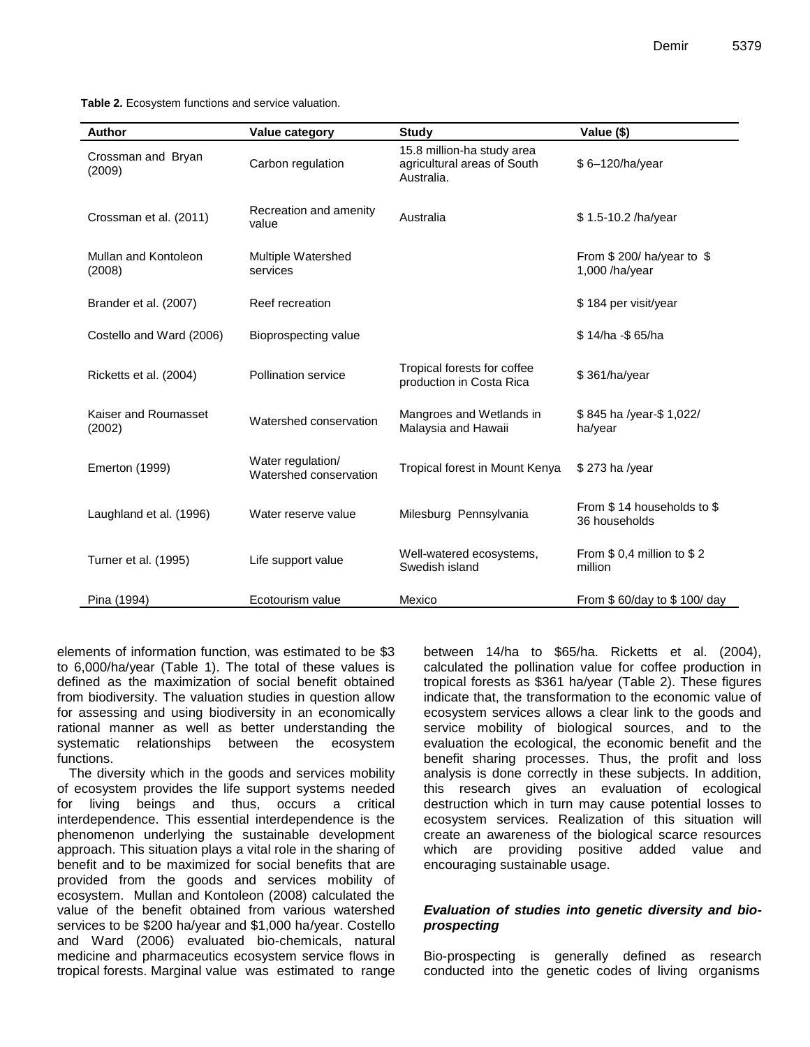**Table 2.** Ecosystem functions and service valuation.

| Author | Value category | Study | Value ($) |
|---|---|---|---|
| Crossman and Bryan (2009) | Carbon regulation | 15.8 million-ha study area agricultural areas of South Australia. | $ 6–120/ha/year |
| Crossman et al. (2011) | Recreation and amenity value | Australia | $ 1.5-10.2 /ha/year |
| Mullan and Kontoleon (2008) | Multiple Watershed services | | From $ 200/ ha/year to $ 1,000 /ha/year |
| Brander et al. (2007) | Reef recreation | | $ 184 per visit/year |
| Costello and Ward (2006) | Bioprospecting value | | $ 14/ha -$ 65/ha |
| Ricketts et al. (2004) | Pollination service | Tropical forests for coffee production in Costa Rica | $ 361/ha/year |
| Kaiser and Roumasset (2002) | Watershed conservation | Mangroes and Wetlands in Malaysia and Hawaii | $ 845 ha /year-$ 1,022/ ha/year |
| Emerton (1999) | Water regulation/ Watershed conservation | Tropical forest in Mount Kenya | $ 273 ha /year |
| Laughland et al. (1996) | Water reserve value | Milesburg Pennsylvania | From $ 14 households to $ 36 households |
| Turner et al. (1995) | Life support value | Well-watered ecosystems, Swedish island | From $ 0,4 million to $ 2 million |
| Pina (1994) | Ecotourism value | Mexico | From $ 60/day to $ 100/ day |

elements of information function, was estimated to be $3 to 6,000/ha/year (Table 1). The total of these values is defined as the maximization of social benefit obtained from biodiversity. The valuation studies in question allow for assessing and using biodiversity in an economically rational manner as well as better understanding the systematic relationships between the ecosystem functions.

The diversity which in the goods and services mobility of ecosystem provides the life support systems needed for living beings and thus, occurs a critical interdependence. This essential interdependence is the phenomenon underlying the sustainable development approach. This situation plays a vital role in the sharing of benefit and to be maximized for social benefits that are provided from the goods and services mobility of ecosystem. Mullan and Kontoleon (2008) calculated the value of the benefit obtained from various watershed services to be $200 ha/year and $1,000 ha/year. Costello and Ward (2006) evaluated bio-chemicals, natural medicine and pharmaceutics ecosystem service flows in tropical forests. Marginal value was estimated to range between 14/ha to $65/ha. Ricketts et al. (2004), calculated the pollination value for coffee production in tropical forests as $361 ha/year (Table 2). These figures indicate that, the transformation to the economic value of ecosystem services allows a clear link to the goods and service mobility of biological sources, and to the evaluation the ecological, the economic benefit and the benefit sharing processes. Thus, the profit and loss analysis is done correctly in these subjects. In addition, this research gives an evaluation of ecological destruction which in turn may cause potential losses to ecosystem services. Realization of this situation will create an awareness of the biological scarce resources which are providing positive added value and encouraging sustainable usage.

### *Evaluation of studies into genetic diversity and bio-prospecting*

Bio-prospecting is generally defined as research conducted into the genetic codes of living organisms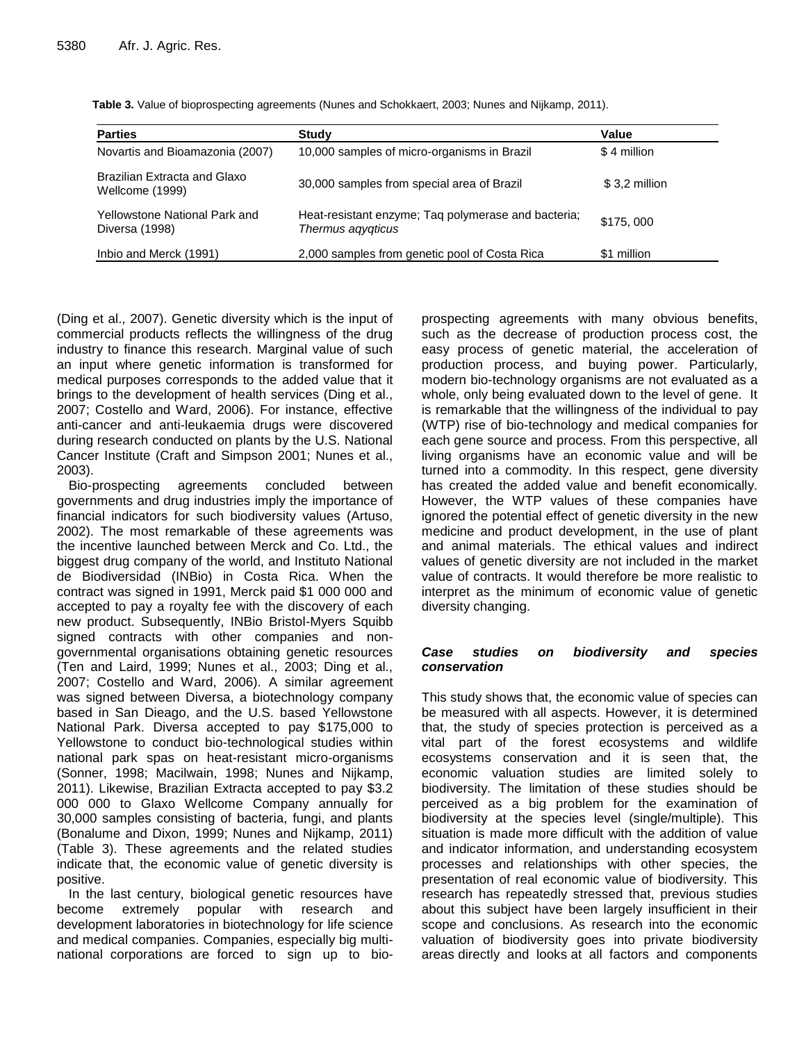**Table 3.** Value of bioprospecting agreements (Nunes and Schokkaert, 2003; Nunes and Nijkamp, 2011).

| Parties | Study | Value |
|---|---|---|
| Novartis and Bioamazonia (2007) | 10,000 samples of micro-organisms in Brazil | $ 4 million |
| Brazilian Extracta and Glaxo Wellcome (1999) | 30,000 samples from special area of Brazil | $ 3,2 million |
| Yellowstone National Park and Diversa (1998) | Heat-resistant enzyme; Taq polymerase and bacteria; *Thermus aqyqticus* | $175, 000 |
| Inbio and Merck (1991) | 2,000 samples from genetic pool of Costa Rica | $1 million |

(Ding et al., 2007). Genetic diversity which is the input of commercial products reflects the willingness of the drug industry to finance this research. Marginal value of such an input where genetic information is transformed for medical purposes corresponds to the added value that it brings to the development of health services (Ding et al., 2007; Costello and Ward, 2006). For instance, effective anti-cancer and anti-leukaemia drugs were discovered during research conducted on plants by the U.S. National Cancer Institute (Craft and Simpson 2001; Nunes et al., 2003).

Bio-prospecting agreements concluded between governments and drug industries imply the importance of financial indicators for such biodiversity values (Artuso, 2002). The most remarkable of these agreements was the incentive launched between Merck and Co. Ltd., the biggest drug company of the world, and Instituto National de Biodiversidad (INBio) in Costa Rica. When the contract was signed in 1991, Merck paid $1 000 000 and accepted to pay a royalty fee with the discovery of each new product. Subsequently, INBio Bristol-Myers Squibb signed contracts with other companies and non-governmental organisations obtaining genetic resources (Ten and Laird, 1999; Nunes et al., 2003; Ding et al., 2007; Costello and Ward, 2006). A similar agreement was signed between Diversa, a biotechnology company based in San Dieago, and the U.S. based Yellowstone National Park. Diversa accepted to pay $175,000 to Yellowstone to conduct bio-technological studies within national park spas on heat-resistant micro-organisms (Sonner, 1998; Macilwain, 1998; Nunes and Nijkamp, 2011). Likewise, Brazilian Extracta accepted to pay $3.2 000 000 to Glaxo Wellcome Company annually for 30,000 samples consisting of bacteria, fungi, and plants (Bonalume and Dixon, 1999; Nunes and Nijkamp, 2011) (Table 3). These agreements and the related studies indicate that, the economic value of genetic diversity is positive.

In the last century, biological genetic resources have become extremely popular with research and development laboratories in biotechnology for life science and medical companies. Companies, especially big multi-national corporations are forced to sign up to bio-prospecting agreements with many obvious benefits, such as the decrease of production process cost, the easy process of genetic material, the acceleration of production process, and buying power. Particularly, modern bio-technology organisms are not evaluated as a whole, only being evaluated down to the level of gene. It is remarkable that the willingness of the individual to pay (WTP) rise of bio-technology and medical companies for each gene source and process. From this perspective, all living organisms have an economic value and will be turned into a commodity. In this respect, gene diversity has created the added value and benefit economically. However, the WTP values of these companies have ignored the potential effect of genetic diversity in the new medicine and product development, in the use of plant and animal materials. The ethical values and indirect values of genetic diversity are not included in the market value of contracts. It would therefore be more realistic to interpret as the minimum of economic value of genetic diversity changing.

### *Case studies on biodiversity and species conservation*

This study shows that, the economic value of species can be measured with all aspects. However, it is determined that, the study of species protection is perceived as a vital part of the forest ecosystems and wildlife ecosystems conservation and it is seen that, the economic valuation studies are limited solely to biodiversity. The limitation of these studies should be perceived as a big problem for the examination of biodiversity at the species level (single/multiple). This situation is made more difficult with the addition of value and indicator information, and understanding ecosystem processes and relationships with other species, the presentation of real economic value of biodiversity. This research has repeatedly stressed that, previous studies about this subject have been largely insufficient in their scope and conclusions. As research into the economic valuation of biodiversity goes into private biodiversity areas directly and looks at all factors and components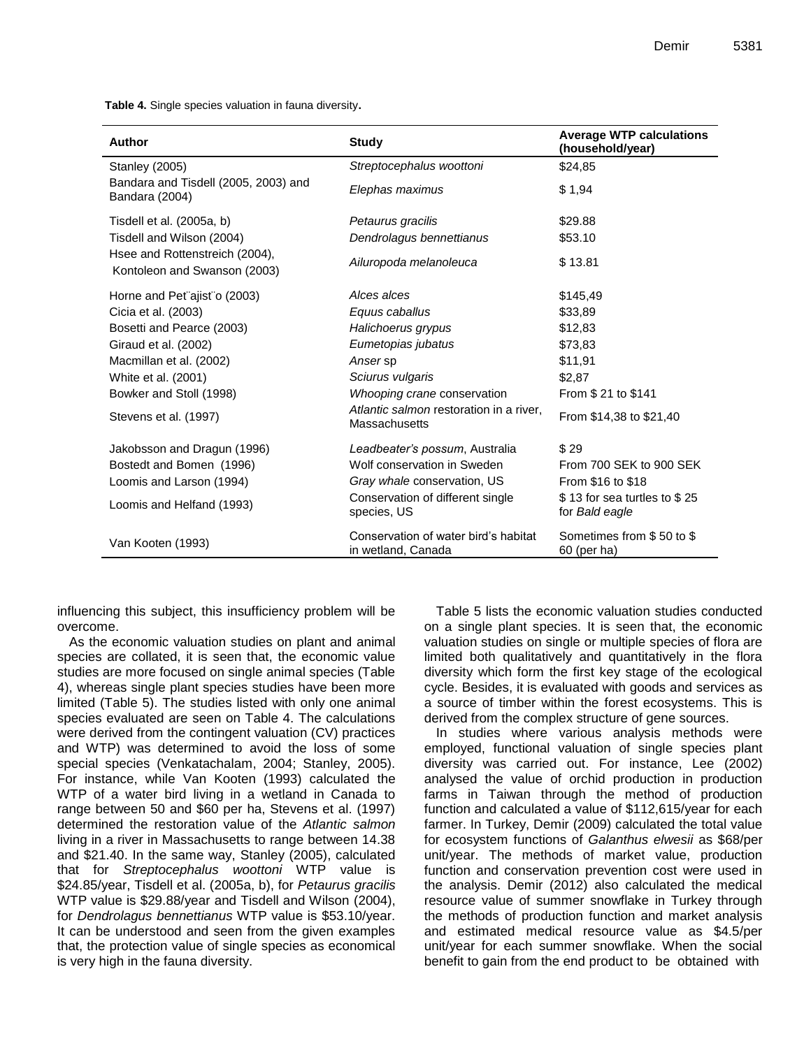**Table 4.** Single species valuation in fauna diversity.

| Author | Study | Average WTP calculations (household/year) |
|---|---|---|
| Stanley (2005) | *Streptocephalus woottoni* | $24,85 |
| Bandara and Tisdell (2005, 2003) and Bandara (2004) | *Elephas maximus* | $ 1,94 |
| Tisdell et al. (2005a, b) | *Petaurus gracilis* | $29.88 |
| Tisdell and Wilson (2004) | *Dendrolagus bennettianus* | $53.10 |
| Hsee and Rottenstreich (2004), Kontoleon and Swanson (2003) | *Ailuropoda melanoleuca* | $ 13.81 |
| Horne and Pet¨ajist¨o (2003) | *Alces alces* | $145,49 |
| Cicia et al. (2003) | *Equus caballus* | $33,89 |
| Bosetti and Pearce (2003) | *Halichoerus grypus* | $12,83 |
| Giraud et al. (2002) | *Eumetopias jubatus* | $73,83 |
| Macmillan et al. (2002) | *Anser* sp | $11,91 |
| White et al. (2001) | *Sciurus vulgaris* | $2,87 |
| Bowker and Stoll (1998) | *Whooping crane* conservation | From $ 21 to $141 |
| Stevens et al. (1997) | *Atlantic salmon* restoration in a river, Massachusetts | From $14,38 to $21,40 |
| Jakobsson and Dragun (1996) | *Leadbeater's possum*, Australia | $ 29 |
| Bostedt and Bomen (1996) | Wolf conservation in Sweden | From 700 SEK to 900 SEK |
| Loomis and Larson (1994) | *Gray whale* conservation, US | From $16 to $18 |
| Loomis and Helfand (1993) | Conservation of different single species, US | $ 13 for sea turtles to $ 25 for *Bald eagle* |
| Van Kooten (1993) | Conservation of water bird's habitat in wetland, Canada | Sometimes from $ 50 to $ 60 (per ha) |

influencing this subject, this insufficiency problem will be overcome.

As the economic valuation studies on plant and animal species are collated, it is seen that, the economic value studies are more focused on single animal species (Table 4), whereas single plant species studies have been more limited (Table 5). The studies listed with only one animal species evaluated are seen on Table 4. The calculations were derived from the contingent valuation (CV) practices and WTP) was determined to avoid the loss of some special species (Venkatachalam, 2004; Stanley, 2005). For instance, while Van Kooten (1993) calculated the WTP of a water bird living in a wetland in Canada to range between 50 and $60 per ha, Stevens et al. (1997) determined the restoration value of the *Atlantic salmon* living in a river in Massachusetts to range between 14.38 and $21.40. In the same way, Stanley (2005), calculated that for *Streptocephalus woottoni* WTP value is $24.85/year, Tisdell et al. (2005a, b), for *Petaurus gracilis* WTP value is $29.88/year and Tisdell and Wilson (2004), for *Dendrolagus bennettianus* WTP value is $53.10/year. It can be understood and seen from the given examples that, the protection value of single species as economical is very high in the fauna diversity.

Table 5 lists the economic valuation studies conducted on a single plant species. It is seen that, the economic valuation studies on single or multiple species of flora are limited both qualitatively and quantitatively in the flora diversity which form the first key stage of the ecological cycle. Besides, it is evaluated with goods and services as a source of timber within the forest ecosystems. This is derived from the complex structure of gene sources.

In studies where various analysis methods were employed, functional valuation of single species plant diversity was carried out. For instance, Lee (2002) analysed the value of orchid production in production farms in Taiwan through the method of production function and calculated a value of $112,615/year for each farmer. In Turkey, Demir (2009) calculated the total value for ecosystem functions of *Galanthus elwesii* as $68/per unit/year. The methods of market value, production function and conservation prevention cost were used in the analysis. Demir (2012) also calculated the medical resource value of summer snowflake in Turkey through the methods of production function and market analysis and estimated medical resource value as $4.5/per unit/year for each summer snowflake. When the social benefit to gain from the end product to be obtained with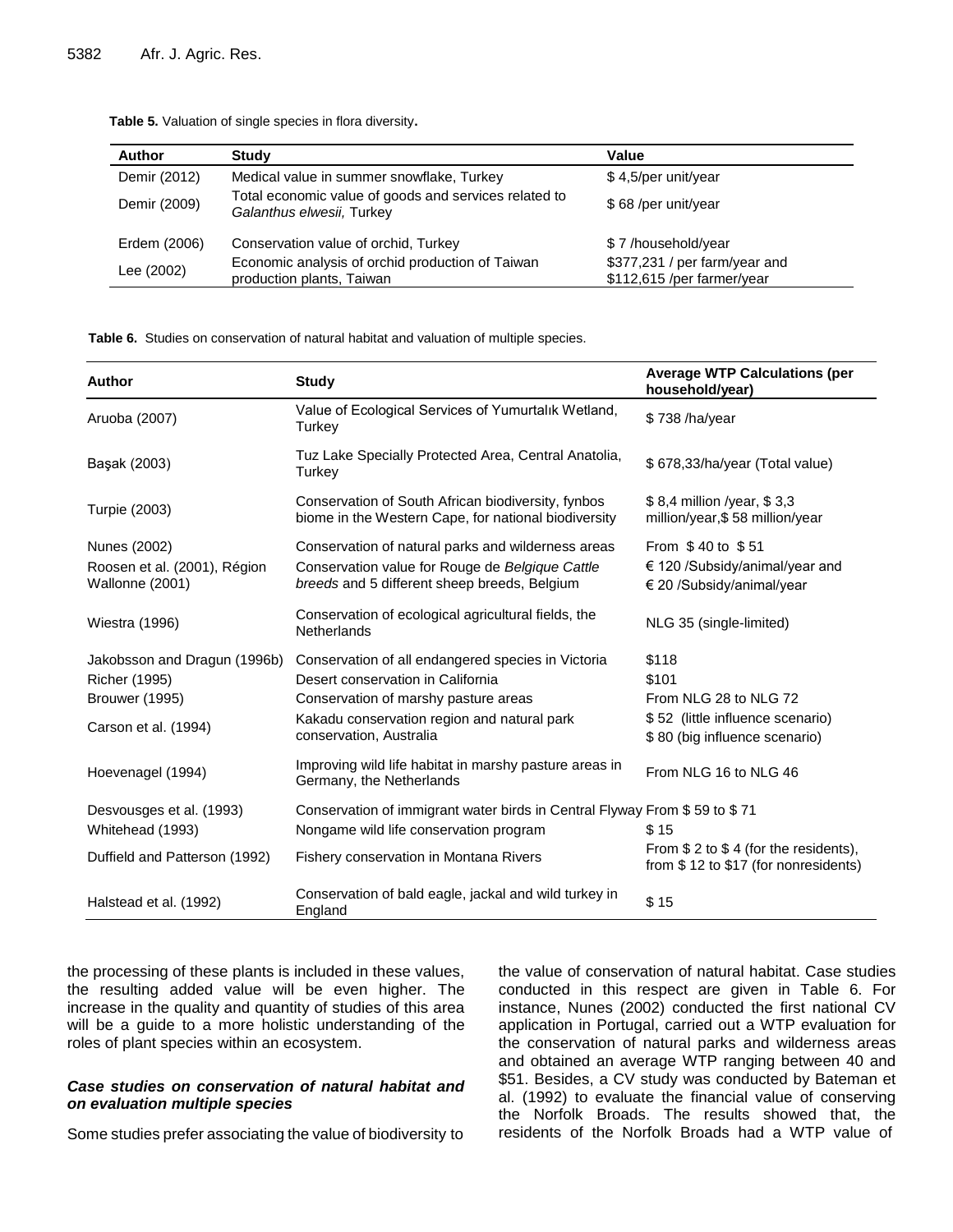**Table 5.** Valuation of single species in flora diversity**.**

| Author | Study | Value |
|---|---|---|
| Demir (2012) | Medical value in summer snowflake, Turkey | $ 4,5/per unit/year |
| Demir (2009) | Total economic value of goods and services related to *Galanthus elwesii,* Turkey | $ 68 /per unit/year |
| Erdem (2006) | Conservation value of orchid, Turkey | $ 7 /household/year |
| Lee (2002) | Economic analysis of orchid production of Taiwan production plants, Taiwan | $377,231 / per farm/year and $112,615 /per farmer/year |

**Table 6.** Studies on conservation of natural habitat and valuation of multiple species.

| Author | Study | Average WTP Calculations (per household/year) |
|---|---|---|
| Aruoba (2007) | Value of Ecological Services of Yumurtalık Wetland, Turkey | $ 738 /ha/year |
| Başak (2003) | Tuz Lake Specially Protected Area, Central Anatolia, Turkey | $ 678,33/ha/year (Total value) |
| Turpie (2003) | Conservation of South African biodiversity, fynbos biome in the Western Cape, for national biodiversity | $ 8,4 million /year, $ 3,3 million/year,$ 58 million/year |
| Nunes (2002) | Conservation of natural parks and wilderness areas | From $ 40 to $ 51 |
| Roosen et al. (2001), Région Wallonne (2001) | Conservation value for Rouge de *Belgique Cattle breeds* and 5 different sheep breeds, Belgium | € 120 /Subsidy/animal/year and € 20 /Subsidy/animal/year |
| Wiestra (1996) | Conservation of ecological agricultural fields, the Netherlands | NLG 35 (single-limited) |
| Jakobsson and Dragun (1996b) | Conservation of all endangered species in Victoria | $118 |
| Richer (1995) | Desert conservation in California | $101 |
| Brouwer (1995) | Conservation of marshy pasture areas | From NLG 28 to NLG 72 |
| Carson et al. (1994) | Kakadu conservation region and natural park conservation, Australia | $ 52 (little influence scenario) $ 80 (big influence scenario) |
| Hoevenagel (1994) | Improving wild life habitat in marshy pasture areas in Germany, the Netherlands | From NLG 16 to NLG 46 |
| Desvousges et al. (1993) | Conservation of immigrant water birds in Central Flyway | From $ 59 to $ 71 |
| Whitehead (1993) | Nongame wild life conservation program | $ 15 |
| Duffield and Patterson (1992) | Fishery conservation in Montana Rivers | From $ 2 to $ 4 (for the residents), from $ 12 to $17 (for nonresidents) |
| Halstead et al. (1992) | Conservation of bald eagle, jackal and wild turkey in England | $ 15 |

the processing of these plants is included in these values, the resulting added value will be even higher. The increase in the quality and quantity of studies of this area will be a guide to a more holistic understanding of the roles of plant species within an ecosystem.

### *Case studies on conservation of natural habitat and on evaluation multiple species*

Some studies prefer associating the value of biodiversity to the value of conservation of natural habitat. Case studies conducted in this respect are given in Table 6. For instance, Nunes (2002) conducted the first national CV application in Portugal, carried out a WTP evaluation for the conservation of natural parks and wilderness areas and obtained an average WTP ranging between 40 and $51. Besides, a CV study was conducted by Bateman et al. (1992) to evaluate the financial value of conserving the Norfolk Broads. The results showed that, the residents of the Norfolk Broads had a WTP value of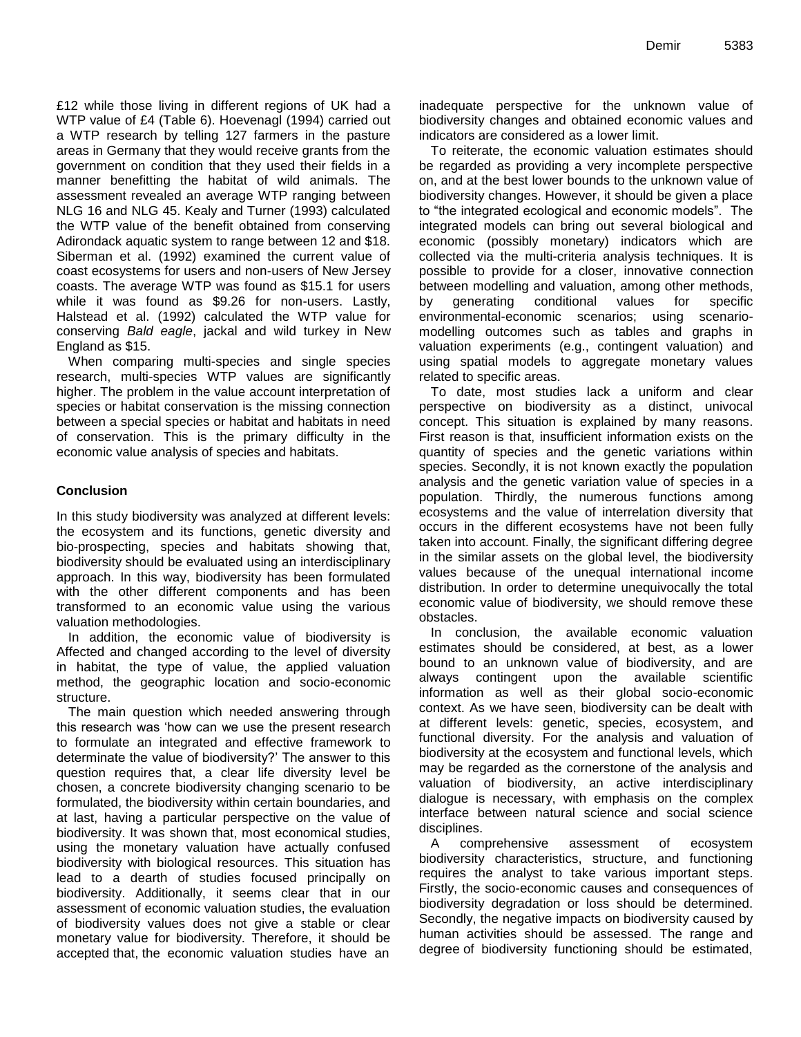£12 while those living in different regions of UK had a WTP value of £4 (Table 6). Hoevenagl (1994) carried out a WTP research by telling 127 farmers in the pasture areas in Germany that they would receive grants from the government on condition that they used their fields in a manner benefitting the habitat of wild animals. The assessment revealed an average WTP ranging between NLG 16 and NLG 45. Kealy and Turner (1993) calculated the WTP value of the benefit obtained from conserving Adirondack aquatic system to range between 12 and $18. Siberman et al. (1992) examined the current value of coast ecosystems for users and non-users of New Jersey coasts. The average WTP was found as $15.1 for users while it was found as $9.26 for non-users. Lastly, Halstead et al. (1992) calculated the WTP value for conserving *Bald eagle*, jackal and wild turkey in New England as $15.

When comparing multi-species and single species research, multi-species WTP values are significantly higher. The problem in the value account interpretation of species or habitat conservation is the missing connection between a special species or habitat and habitats in need of conservation. This is the primary difficulty in the economic value analysis of species and habitats.

## Conclusion

In this study biodiversity was analyzed at different levels: the ecosystem and its functions, genetic diversity and bio-prospecting, species and habitats showing that, biodiversity should be evaluated using an interdisciplinary approach. In this way, biodiversity has been formulated with the other different components and has been transformed to an economic value using the various valuation methodologies.

In addition, the economic value of biodiversity is Affected and changed according to the level of diversity in habitat, the type of value, the applied valuation method, the geographic location and socio-economic structure.

The main question which needed answering through this research was 'how can we use the present research to formulate an integrated and effective framework to determinate the value of biodiversity?' The answer to this question requires that, a clear life diversity level be chosen, a concrete biodiversity changing scenario to be formulated, the biodiversity within certain boundaries, and at last, having a particular perspective on the value of biodiversity. It was shown that, most economical studies, using the monetary valuation have actually confused biodiversity with biological resources. This situation has lead to a dearth of studies focused principally on biodiversity. Additionally, it seems clear that in our assessment of economic valuation studies, the evaluation of biodiversity values does not give a stable or clear monetary value for biodiversity. Therefore, it should be accepted that, the economic valuation studies have an inadequate perspective for the unknown value of biodiversity changes and obtained economic values and indicators are considered as a lower limit.

To reiterate, the economic valuation estimates should be regarded as providing a very incomplete perspective on, and at the best lower bounds to the unknown value of biodiversity changes. However, it should be given a place to "the integrated ecological and economic models". The integrated models can bring out several biological and economic (possibly monetary) indicators which are collected via the multi-criteria analysis techniques. It is possible to provide for a closer, innovative connection between modelling and valuation, among other methods, by generating conditional values for specific environmental-economic scenarios; using scenario-modelling outcomes such as tables and graphs in valuation experiments (e.g., contingent valuation) and using spatial models to aggregate monetary values related to specific areas.

To date, most studies lack a uniform and clear perspective on biodiversity as a distinct, univocal concept. This situation is explained by many reasons. First reason is that, insufficient information exists on the quantity of species and the genetic variations within species. Secondly, it is not known exactly the population analysis and the genetic variation value of species in a population. Thirdly, the numerous functions among ecosystems and the value of interrelation diversity that occurs in the different ecosystems have not been fully taken into account. Finally, the significant differing degree in the similar assets on the global level, the biodiversity values because of the unequal international income distribution. In order to determine unequivocally the total economic value of biodiversity, we should remove these obstacles.

In conclusion, the available economic valuation estimates should be considered, at best, as a lower bound to an unknown value of biodiversity, and are always contingent upon the available scientific information as well as their global socio-economic context. As we have seen, biodiversity can be dealt with at different levels: genetic, species, ecosystem, and functional diversity. For the analysis and valuation of biodiversity at the ecosystem and functional levels, which may be regarded as the cornerstone of the analysis and valuation of biodiversity, an active interdisciplinary dialogue is necessary, with emphasis on the complex interface between natural science and social science disciplines.

A comprehensive assessment of ecosystem biodiversity characteristics, structure, and functioning requires the analyst to take various important steps. Firstly, the socio-economic causes and consequences of biodiversity degradation or loss should be determined. Secondly, the negative impacts on biodiversity caused by human activities should be assessed. The range and degree of biodiversity functioning should be estimated,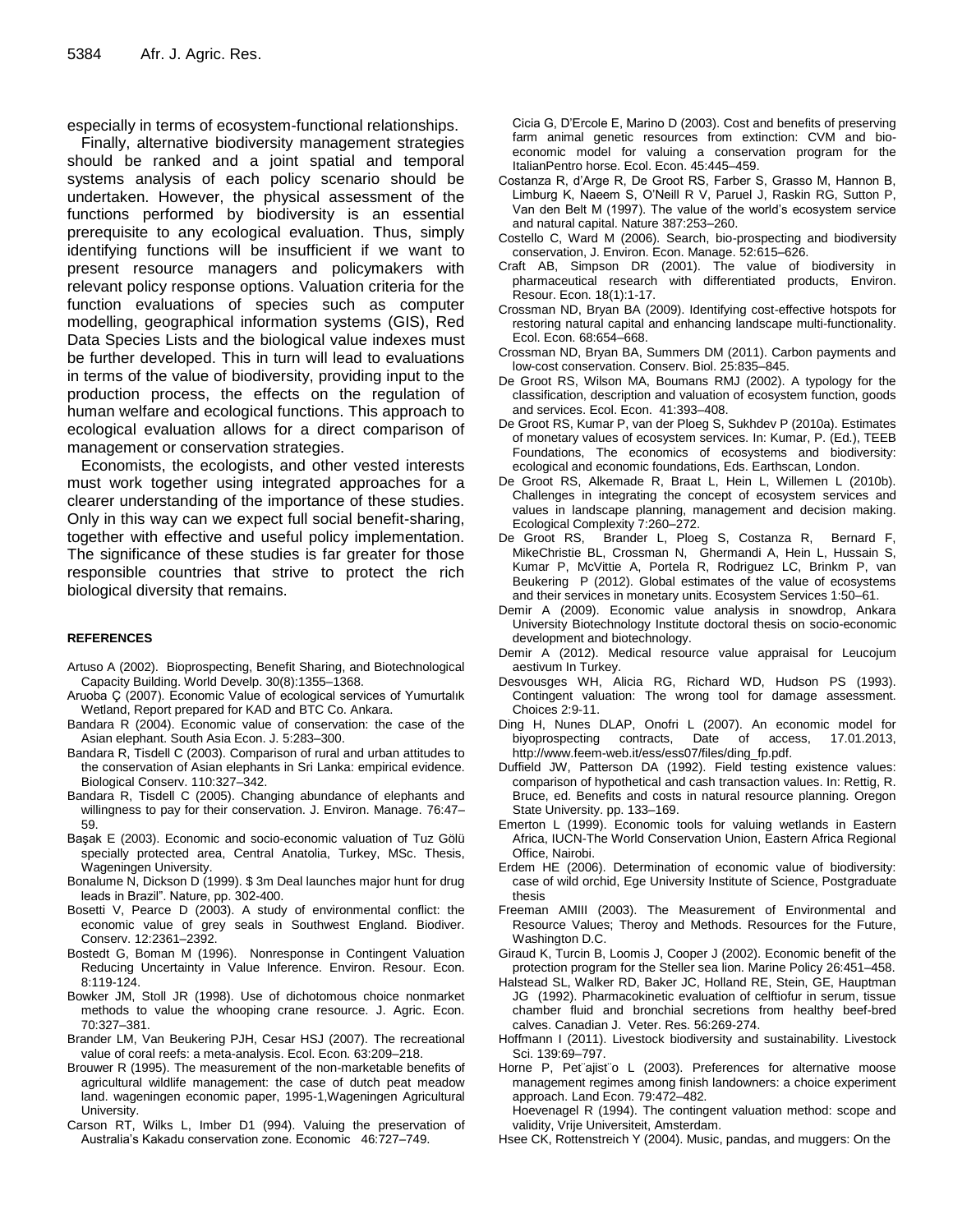especially in terms of ecosystem-functional relationships.

Finally, alternative biodiversity management strategies should be ranked and a joint spatial and temporal systems analysis of each policy scenario should be undertaken. However, the physical assessment of the functions performed by biodiversity is an essential prerequisite to any ecological evaluation. Thus, simply identifying functions will be insufficient if we want to present resource managers and policymakers with relevant policy response options. Valuation criteria for the function evaluations of species such as computer modelling, geographical information systems (GIS), Red Data Species Lists and the biological value indexes must be further developed. This in turn will lead to evaluations in terms of the value of biodiversity, providing input to the production process, the effects on the regulation of human welfare and ecological functions. This approach to ecological evaluation allows for a direct comparison of management or conservation strategies.

Economists, the ecologists, and other vested interests must work together using integrated approaches for a clearer understanding of the importance of these studies. Only in this way can we expect full social benefit-sharing, together with effective and useful policy implementation. The significance of these studies is far greater for those responsible countries that strive to protect the rich biological diversity that remains.

## REFERENCES

Artuso A (2002). Bioprospecting, Benefit Sharing, and Biotechnological Capacity Building. World Develp. 30(8):1355–1368.

Aruoba Ç (2007). Economic Value of ecological services of Yumurtalık Wetland, Report prepared for KAD and BTC Co. Ankara.

Bandara R (2004). Economic value of conservation: the case of the Asian elephant. South Asia Econ. J. 5:283–300.

Bandara R, Tisdell C (2003). Comparison of rural and urban attitudes to the conservation of Asian elephants in Sri Lanka: empirical evidence. Biological Conserv. 110:327–342.

Bandara R, Tisdell C (2005). Changing abundance of elephants and willingness to pay for their conservation. J. Environ. Manage. 76:47–59.

Başak E (2003). Economic and socio-economic valuation of Tuz Gölü specially protected area, Central Anatolia, Turkey, MSc. Thesis, Wageningen University.

Bonalume N, Dickson D (1999). $ 3m Deal launches major hunt for drug leads in Brazil". Nature, pp. 302-400.

Bosetti V, Pearce D (2003). A study of environmental conflict: the economic value of grey seals in Southwest England. Biodiver. Conserv. 12:2361–2392.

Bostedt G, Boman M (1996). Nonresponse in Contingent Valuation Reducing Uncertainty in Value Inference. Environ. Resour. Econ. 8:119-124.

Bowker JM, Stoll JR (1998). Use of dichotomous choice nonmarket methods to value the whooping crane resource. J. Agric. Econ. 70:327–381.

Brander LM, Van Beukering PJH, Cesar HSJ (2007). The recreational value of coral reefs: a meta-analysis. Ecol. Econ. 63:209–218.

Brouwer R (1995). The measurement of the non-marketable benefits of agricultural wildlife management: the case of dutch peat meadow land. wageningen economic paper, 1995-1,Wageningen Agricultural University.

Carson RT, Wilks L, Imber D1 (994). Valuing the preservation of Australia's Kakadu conservation zone. Economic 46:727–749.

Cicia G, D'Ercole E, Marino D (2003). Cost and benefits of preserving farm animal genetic resources from extinction: CVM and bio-economic model for valuing a conservation program for the ItalianPentro horse. Ecol. Econ. 45:445–459.

Costanza R, d'Arge R, De Groot RS, Farber S, Grasso M, Hannon B, Limburg K, Naeem S, O'Neill R V, Paruel J, Raskin RG, Sutton P, Van den Belt M (1997). The value of the world's ecosystem service and natural capital. Nature 387:253–260.

Costello C, Ward M (2006). Search, bio-prospecting and biodiversity conservation, J. Environ. Econ. Manage. 52:615–626.

Craft AB, Simpson DR (2001). The value of biodiversity in pharmaceutical research with differentiated products, Environ. Resour. Econ. 18(1):1-17.

Crossman ND, Bryan BA (2009). Identifying cost-effective hotspots for restoring natural capital and enhancing landscape multi-functionality. Ecol. Econ. 68:654–668.

Crossman ND, Bryan BA, Summers DM (2011). Carbon payments and low-cost conservation. Conserv. Biol. 25:835–845.

De Groot RS, Wilson MA, Boumans RMJ (2002). A typology for the classification, description and valuation of ecosystem function, goods and services. Ecol. Econ. 41:393–408.

De Groot RS, Kumar P, van der Ploeg S, Sukhdev P (2010a). Estimates of monetary values of ecosystem services. In: Kumar, P. (Ed.), TEEB Foundations, The economics of ecosystems and biodiversity: ecological and economic foundations, Eds. Earthscan, London.

De Groot RS, Alkemade R, Braat L, Hein L, Willemen L (2010b). Challenges in integrating the concept of ecosystem services and values in landscape planning, management and decision making. Ecological Complexity 7:260–272.

De Groot RS, Brander L, Ploeg S, Costanza R, Bernard F, MikeChristie BL, Crossman N, Ghermandi A, Hein L, Hussain S, Kumar P, McVittie A, Portela R, Rodriguez LC, Brinkm P, van Beukering P (2012). Global estimates of the value of ecosystems and their services in monetary units. Ecosystem Services 1:50–61.

Demir A (2009). Economic value analysis in snowdrop, Ankara University Biotechnology Institute doctoral thesis on socio-economic development and biotechnology.

Demir A (2012). Medical resource value appraisal for Leucojum aestivum In Turkey.

Desvousges WH, Alicia RG, Richard WD, Hudson PS (1993). Contingent valuation: The wrong tool for damage assessment. Choices 2:9-11.

Ding H, Nunes DLAP, Onofri L (2007). An economic model for biyoprospecting contracts, Date of access, 17.01.2013, http://www.feem-web.it/ess/ess07/files/ding_fp.pdf.

Duffield JW, Patterson DA (1992). Field testing existence values: comparison of hypothetical and cash transaction values. In: Rettig, R. Bruce, ed. Benefits and costs in natural resource planning. Oregon State University. pp. 133–169.

Emerton L (1999). Economic tools for valuing wetlands in Eastern Africa, IUCN-The World Conservation Union, Eastern Africa Regional Office, Nairobi.

Erdem HE (2006). Determination of economic value of biodiversity: case of wild orchid, Ege University Institute of Science, Postgraduate thesis

Freeman AMIII (2003). The Measurement of Environmental and Resource Values; Theroy and Methods. Resources for the Future, Washington D.C.

Giraud K, Turcin B, Loomis J, Cooper J (2002). Economic benefit of the protection program for the Steller sea lion. Marine Policy 26:451–458.

Halstead SL, Walker RD, Baker JC, Holland RE, Stein, GE, Hauptman JG (1992). Pharmacokinetic evaluation of celftiofur in serum, tissue chamber fluid and bronchial secretions from healthy beef-bred calves. Canadian J. Veter. Res. 56:269-274.

Hoffmann I (2011). Livestock biodiversity and sustainability. Livestock Sci. 139:69–797.

Horne P, Pet¨ajist¨o L (2003). Preferences for alternative moose management regimes among finish landowners: a choice experiment approach. Land Econ. 79:472–482.

Hoevenagel R (1994). The contingent valuation method: scope and validity, Vrije Universiteit, Amsterdam.

Hsee CK, Rottenstreich Y (2004). Music, pandas, and muggers: On the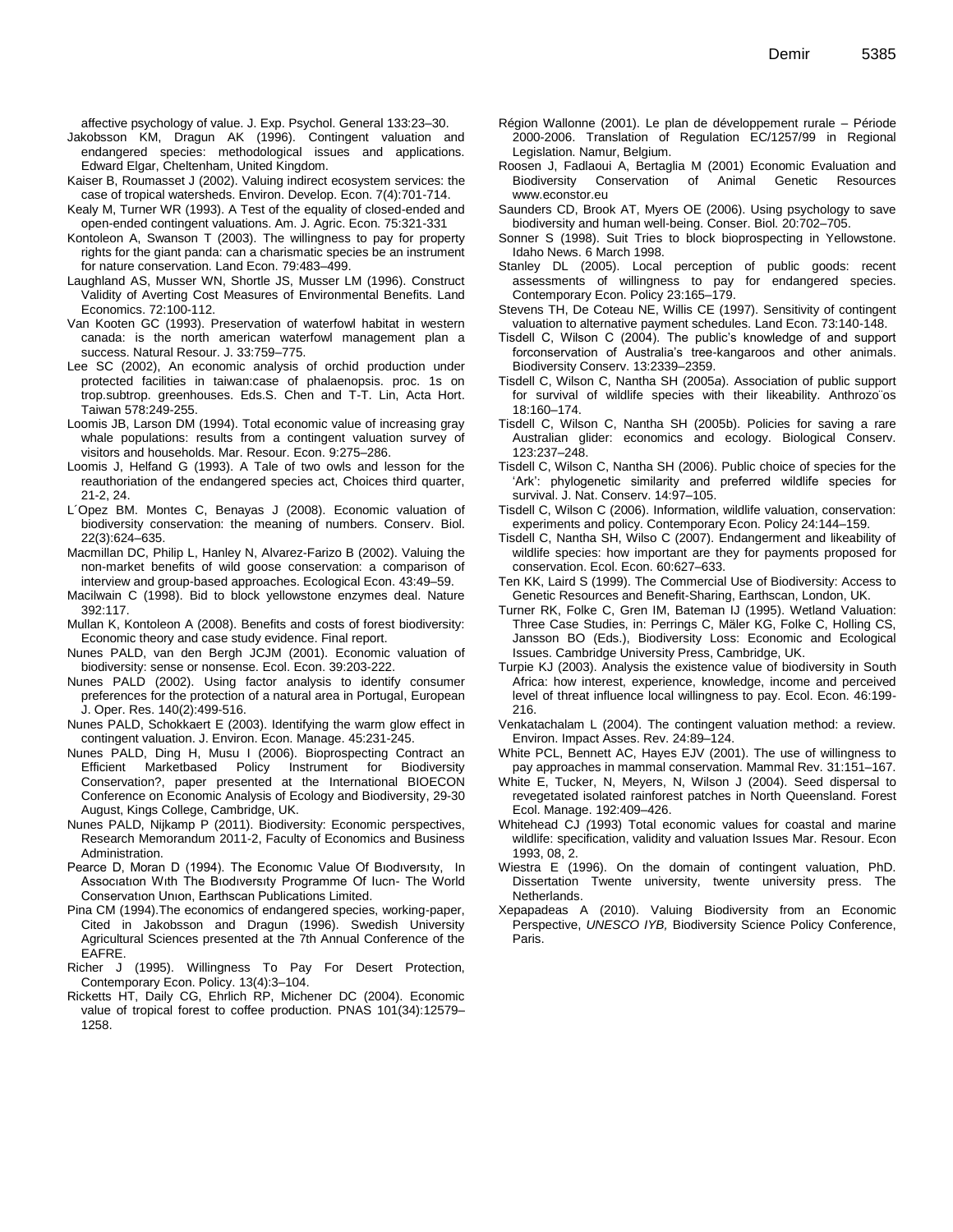affective psychology of value. J. Exp. Psychol. General 133:23–30.

Jakobsson KM, Dragun AK (1996). Contingent valuation and endangered species: methodological issues and applications. Edward Elgar, Cheltenham, United Kingdom.

Kaiser B, Roumasset J (2002). Valuing indirect ecosystem services: the case of tropical watersheds. Environ. Develop. Econ. 7(4):701-714.

Kealy M, Turner WR (1993). A Test of the equality of closed-ended and open-ended contingent valuations. Am. J. Agric. Econ. 75:321-331

Kontoleon A, Swanson T (2003). The willingness to pay for property rights for the giant panda: can a charismatic species be an instrument for nature conservation. Land Econ. 79:483–499.

Laughland AS, Musser WN, Shortle JS, Musser LM (1996). Construct Validity of Averting Cost Measures of Environmental Benefits. Land Economics. 72:100-112.

Van Kooten GC (1993). Preservation of waterfowl habitat in western canada: is the north american waterfowl management plan a success. Natural Resour. J. 33:759–775.

Lee SC (2002), An economic analysis of orchid production under protected facilities in taiwan:case of phalaenopsis. proc. 1s on trop.subtrop. greenhouses. Eds.S. Chen and T-T. Lin, Acta Hort. Taiwan 578:249-255.

Loomis JB, Larson DM (1994). Total economic value of increasing gray whale populations: results from a contingent valuation survey of visitors and households. Mar. Resour. Econ. 9:275–286.

Loomis J, Helfand G (1993). A Tale of two owls and lesson for the reauthoriation of the endangered species act, Choices third quarter, 21-2, 24.

L´Opez BM. Montes C, Benayas J (2008). Economic valuation of biodiversity conservation: the meaning of numbers. Conserv. Biol. 22(3):624–635.

Macmillan DC, Philip L, Hanley N, Alvarez-Farizo B (2002). Valuing the non-market benefits of wild goose conservation: a comparison of interview and group-based approaches. Ecological Econ. 43:49–59.

Macilwain C (1998). Bid to block yellowstone enzymes deal. Nature 392:117.

Mullan K, Kontoleon A (2008). Benefits and costs of forest biodiversity: Economic theory and case study evidence. Final report.

Nunes PALD, van den Bergh JCJM (2001). Economic valuation of biodiversity: sense or nonsense. Ecol. Econ. 39:203-222.

Nunes PALD (2002). Using factor analysis to identify consumer preferences for the protection of a natural area in Portugal, European J. Oper. Res. 140(2):499-516.

Nunes PALD, Schokkaert E (2003). Identifying the warm glow effect in contingent valuation. J. Environ. Econ. Manage. 45:231-245.

Nunes PALD, Ding H, Musu I (2006). Bioprospecting Contract an Efficient Marketbased Policy Instrument for Biodiversity Conservation?, paper presented at the International BIOECON Conference on Economic Analysis of Ecology and Biodiversity, 29-30 August, Kings College, Cambridge, UK.

Nunes PALD, Nijkamp P (2011). Biodiversity: Economic perspectives, Research Memorandum 2011-2, Faculty of Economics and Business Administration.

Pearce D, Moran D (1994). The Economıc Value Of Bıodıversıty, In Assocıatıon Wıth The Bıodıversıty Programme Of Iucn- The World Conservatıon Unıon, Earthscan Publications Limited.

Pina CM (1994).The economics of endangered species, working-paper, Cited in Jakobsson and Dragun (1996). Swedish University Agricultural Sciences presented at the 7th Annual Conference of the EAFRE.

Richer J (1995). Willingness To Pay For Desert Protection, Contemporary Econ. Policy. 13(4):3–104.

Ricketts HT, Daily CG, Ehrlich RP, Michener DC (2004). Economic value of tropical forest to coffee production. PNAS 101(34):12579–1258.

Région Wallonne (2001). Le plan de développement rurale – Période 2000-2006. Translation of Regulation EC/1257/99 in Regional Legislation. Namur, Belgium.

Roosen J, Fadlaoui A, Bertaglia M (2001) Economic Evaluation and Biodiversity Conservation of Animal Genetic Resources www.econstor.eu

Saunders CD, Brook AT, Myers OE (2006). Using psychology to save biodiversity and human well-being. Conser. Biol. 20:702–705.

Sonner S (1998). Suit Tries to block bioprospecting in Yellowstone. Idaho News. 6 March 1998.

Stanley DL (2005). Local perception of public goods: recent assessments of willingness to pay for endangered species. Contemporary Econ. Policy 23:165–179.

Stevens TH, De Coteau NE, Willis CE (1997). Sensitivity of contingent valuation to alternative payment schedules. Land Econ. 73:140-148.

Tisdell C, Wilson C (2004). The public's knowledge of and support forconservation of Australia's tree-kangaroos and other animals. Biodiversity Conserv. 13:2339–2359.

Tisdell C, Wilson C, Nantha SH (2005*a*). Association of public support for survival of wildlife species with their likeability. Anthrozo¨os 18:160–174.

Tisdell C, Wilson C, Nantha SH (2005b). Policies for saving a rare Australian glider: economics and ecology. Biological Conserv. 123:237–248.

Tisdell C, Wilson C, Nantha SH (2006). Public choice of species for the 'Ark': phylogenetic similarity and preferred wildlife species for survival. J. Nat. Conserv. 14:97–105.

Tisdell C, Wilson C (2006). Information, wildlife valuation, conservation: experiments and policy. Contemporary Econ. Policy 24:144–159.

Tisdell C, Nantha SH, Wilso C (2007). Endangerment and likeability of wildlife species: how important are they for payments proposed for conservation. Ecol. Econ. 60:627–633.

Ten KK, Laird S (1999). The Commercial Use of Biodiversity: Access to Genetic Resources and Benefit-Sharing, Earthscan, London, UK.

Turner RK, Folke C, Gren IM, Bateman IJ (1995). Wetland Valuation: Three Case Studies, in: Perrings C, Mäler KG, Folke C, Holling CS, Jansson BO (Eds.), Biodiversity Loss: Economic and Ecological Issues. Cambridge University Press, Cambridge, UK.

Turpie KJ (2003). Analysis the existence value of biodiversity in South Africa: how interest, experience, knowledge, income and perceived level of threat influence local willingness to pay. Ecol. Econ. 46:199-216.

Venkatachalam L (2004). The contingent valuation method: a review. Environ. Impact Asses. Rev. 24:89–124.

White PCL, Bennett AC, Hayes EJV (2001). The use of willingness to pay approaches in mammal conservation. Mammal Rev. 31:151–167.

White E, Tucker, N, Meyers, N, Wilson J (2004). Seed dispersal to revegetated isolated rainforest patches in North Queensland. Forest Ecol. Manage. 192:409–426.

Whitehead CJ *(*1993) Total economic values for coastal and marine wildlife: specification, validity and valuation Issues Mar. Resour. Econ 1993, 08, 2.

Wiestra E (1996). On the domain of contingent valuation, PhD. Dissertation Twente university, twente university press. The Netherlands.

Xepapadeas A (2010). Valuing Biodiversity from an Economic Perspective, *UNESCO IYB,* Biodiversity Science Policy Conference, Paris.